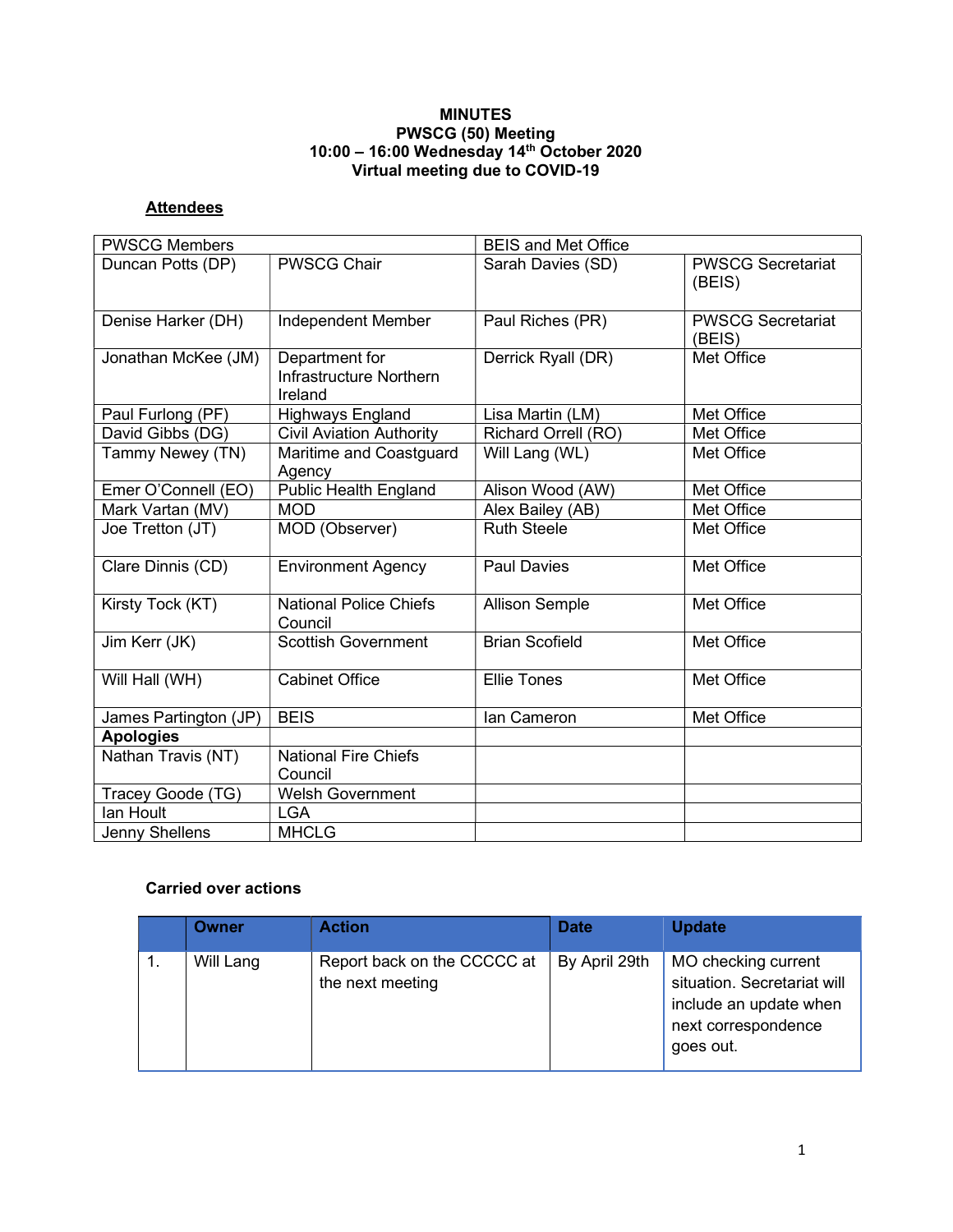**MINUTES**
**PWSCG (50) Meeting**
**10:00 – 16:00 Wednesday 14th October 2020**
**Virtual meeting due to COVID-19**

## Attendees

| PWSCG Members | | BEIS and Met Office | |
|---|---|---|---|
| Duncan Potts (DP) | PWSCG Chair | Sarah Davies (SD) | PWSCG Secretariat (BEIS) |
| Denise Harker (DH) | Independent Member | Paul Riches (PR) | PWSCG Secretariat (BEIS) |
| Jonathan McKee (JM) | Department for Infrastructure Northern Ireland | Derrick Ryall (DR) | Met Office |
| Paul Furlong (PF) | Highways England | Lisa Martin (LM) | Met Office |
| David Gibbs (DG) | Civil Aviation Authority | Richard Orrell (RO) | Met Office |
| Tammy Newey (TN) | Maritime and Coastguard Agency | Will Lang (WL) | Met Office |
| Emer O'Connell (EO) | Public Health England | Alison Wood (AW) | Met Office |
| Mark Vartan (MV) | MOD | Alex Bailey (AB) | Met Office |
| Joe Tretton (JT) | MOD (Observer) | Ruth Steele | Met Office |
| Clare Dinnis (CD) | Environment Agency | Paul Davies | Met Office |
| Kirsty Tock (KT) | National Police Chiefs Council | Allison Semple | Met Office |
| Jim Kerr (JK) | Scottish Government | Brian Scofield | Met Office |
| Will Hall (WH) | Cabinet Office | Ellie Tones | Met Office |
| James Partington (JP) | BEIS | Ian Cameron | Met Office |
| **Apologies** | | | |
| Nathan Travis (NT) | National Fire Chiefs Council | | |
| Tracey Goode (TG) | Welsh Government | | |
| Ian Hoult | LGA | | |
| Jenny Shellens | MHCLG | | |

### Carried over actions

| | Owner | Action | Date | Update |
|---|---|---|---|---|
| 1. | Will Lang | Report back on the CCCCC at the next meeting | By April 29th | MO checking current situation. Secretariat will include an update when next correspondence goes out. |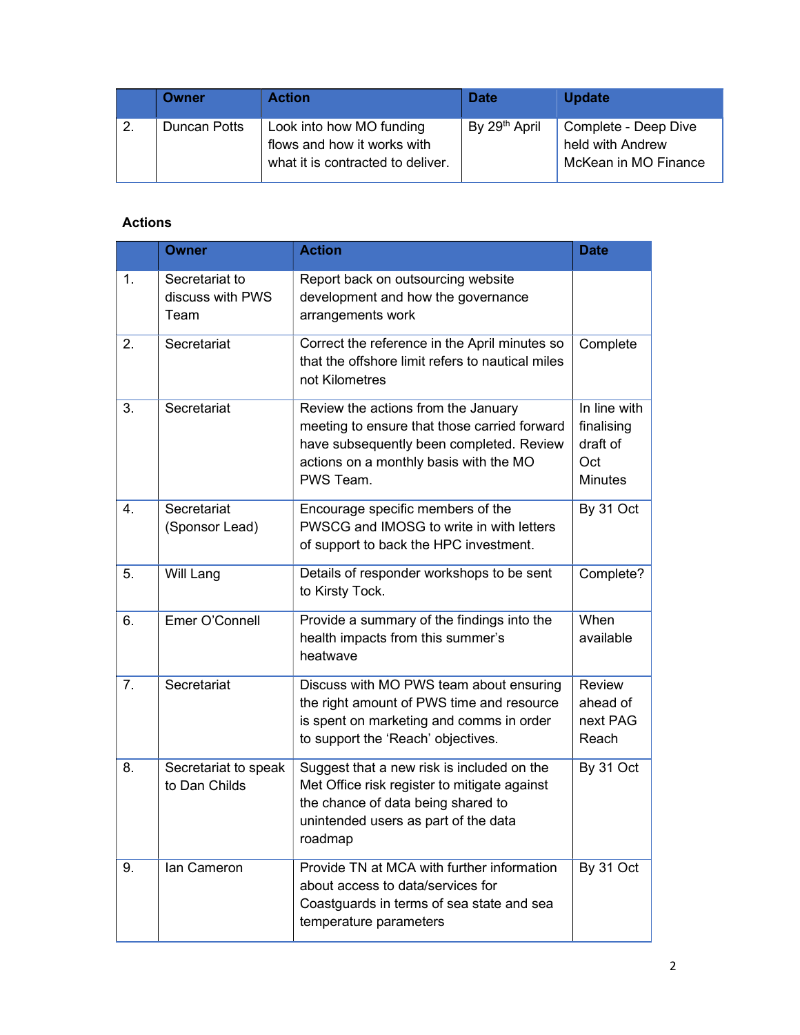| | Owner | Action | Date | Update |
|---|---|---|---|---|
| 2. | Duncan Potts | Look into how MO funding flows and how it works with what it is contracted to deliver. | By 29th April | Complete - Deep Dive held with Andrew McKean in MO Finance |

**Actions**

| | Owner | Action | Date |
|---|---|---|---|
| 1. | Secretariat to discuss with PWS Team | Report back on outsourcing website development and how the governance arrangements work | |
| 2. | Secretariat | Correct the reference in the April minutes so that the offshore limit refers to nautical miles not Kilometres | Complete |
| 3. | Secretariat | Review the actions from the January meeting to ensure that those carried forward have subsequently been completed. Review actions on a monthly basis with the MO PWS Team. | In line with finalising draft of Oct Minutes |
| 4. | Secretariat (Sponsor Lead) | Encourage specific members of the PWSCG and IMOSG to write in with letters of support to back the HPC investment. | By 31 Oct |
| 5. | Will Lang | Details of responder workshops to be sent to Kirsty Tock. | Complete? |
| 6. | Emer O'Connell | Provide a summary of the findings into the health impacts from this summer's heatwave | When available |
| 7. | Secretariat | Discuss with MO PWS team about ensuring the right amount of PWS time and resource is spent on marketing and comms in order to support the 'Reach' objectives. | Review ahead of next PAG Reach |
| 8. | Secretariat to speak to Dan Childs | Suggest that a new risk is included on the Met Office risk register to mitigate against the chance of data being shared to unintended users as part of the data roadmap | By 31 Oct |
| 9. | Ian Cameron | Provide TN at MCA with further information about access to data/services for Coastguards in terms of sea state and sea temperature parameters | By 31 Oct |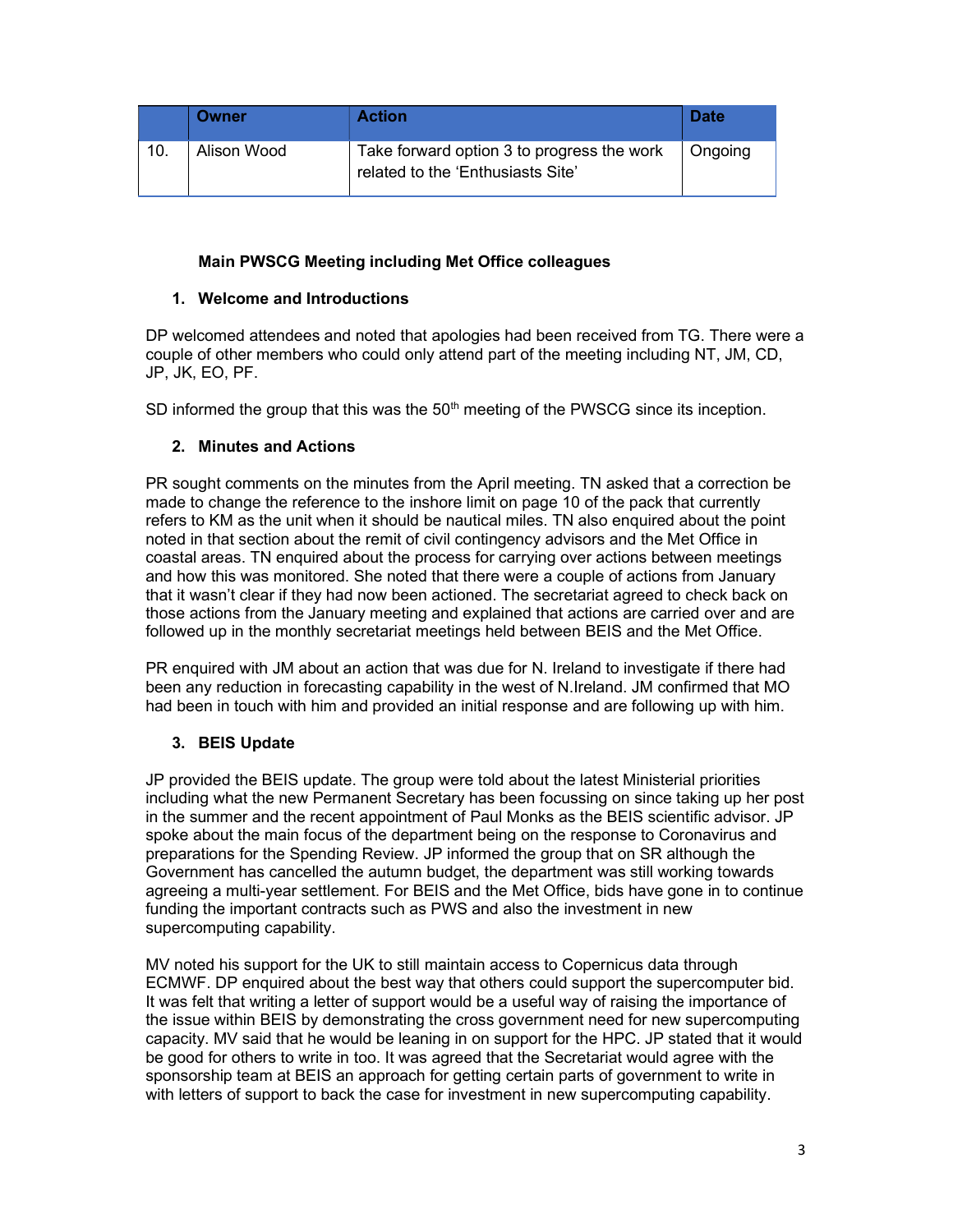|  | Owner | Action | Date |
|---|---|---|---|
| 10. | Alison Wood | Take forward option 3 to progress the work related to the 'Enthusiasts Site' | Ongoing |

### Main PWSCG Meeting including Met Office colleagues

#### 1. Welcome and Introductions

DP welcomed attendees and noted that apologies had been received from TG. There were a couple of other members who could only attend part of the meeting including NT, JM, CD, JP, JK, EO, PF.

SD informed the group that this was the 50th meeting of the PWSCG since its inception.

#### 2. Minutes and Actions

PR sought comments on the minutes from the April meeting. TN asked that a correction be made to change the reference to the inshore limit on page 10 of the pack that currently refers to KM as the unit when it should be nautical miles. TN also enquired about the point noted in that section about the remit of civil contingency advisors and the Met Office in coastal areas. TN enquired about the process for carrying over actions between meetings and how this was monitored. She noted that there were a couple of actions from January that it wasn't clear if they had now been actioned. The secretariat agreed to check back on those actions from the January meeting and explained that actions are carried over and are followed up in the monthly secretariat meetings held between BEIS and the Met Office.

PR enquired with JM about an action that was due for N. Ireland to investigate if there had been any reduction in forecasting capability in the west of N.Ireland. JM confirmed that MO had been in touch with him and provided an initial response and are following up with him.

#### 3. BEIS Update

JP provided the BEIS update. The group were told about the latest Ministerial priorities including what the new Permanent Secretary has been focussing on since taking up her post in the summer and the recent appointment of Paul Monks as the BEIS scientific advisor. JP spoke about the main focus of the department being on the response to Coronavirus and preparations for the Spending Review. JP informed the group that on SR although the Government has cancelled the autumn budget, the department was still working towards agreeing a multi-year settlement. For BEIS and the Met Office, bids have gone in to continue funding the important contracts such as PWS and also the investment in new supercomputing capability.

MV noted his support for the UK to still maintain access to Copernicus data through ECMWF. DP enquired about the best way that others could support the supercomputer bid. It was felt that writing a letter of support would be a useful way of raising the importance of the issue within BEIS by demonstrating the cross government need for new supercomputing capacity. MV said that he would be leaning in on support for the HPC. JP stated that it would be good for others to write in too. It was agreed that the Secretariat would agree with the sponsorship team at BEIS an approach for getting certain parts of government to write in with letters of support to back the case for investment in new supercomputing capability.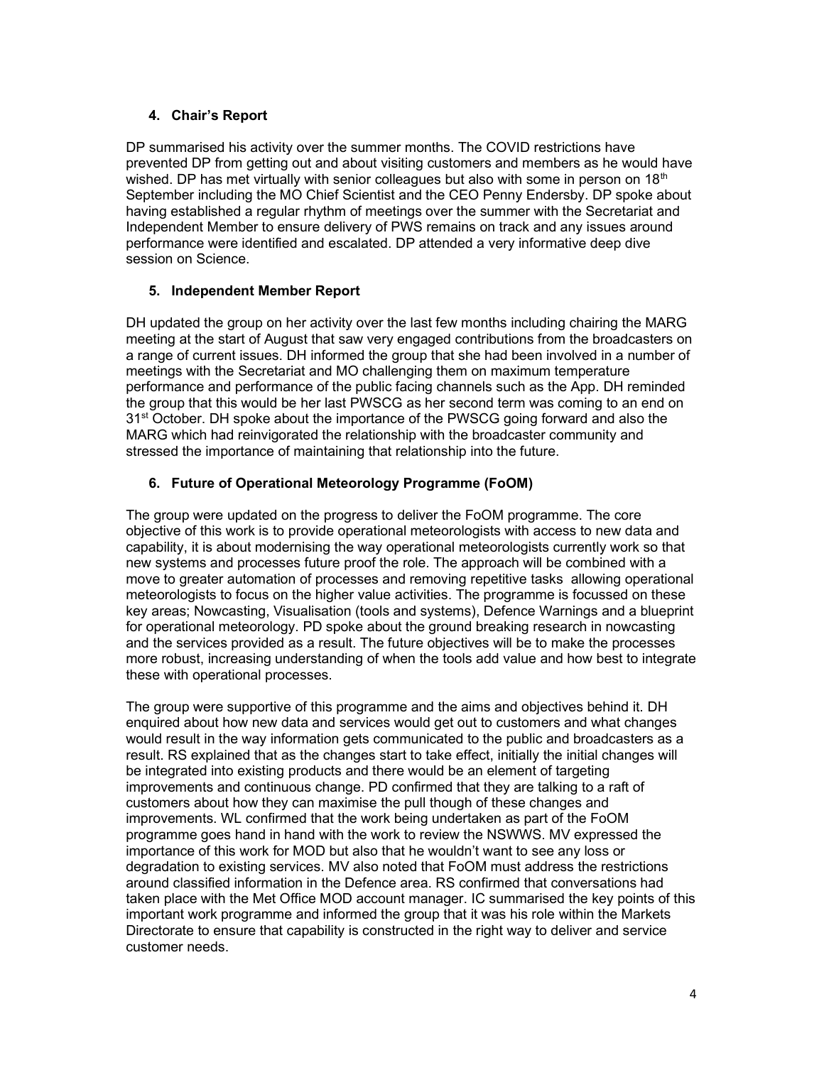## 4. Chair's Report

DP summarised his activity over the summer months. The COVID restrictions have prevented DP from getting out and about visiting customers and members as he would have wished. DP has met virtually with senior colleagues but also with some in person on 18th September including the MO Chief Scientist and the CEO Penny Endersby. DP spoke about having established a regular rhythm of meetings over the summer with the Secretariat and Independent Member to ensure delivery of PWS remains on track and any issues around performance were identified and escalated. DP attended a very informative deep dive session on Science.

## 5. Independent Member Report

DH updated the group on her activity over the last few months including chairing the MARG meeting at the start of August that saw very engaged contributions from the broadcasters on a range of current issues. DH informed the group that she had been involved in a number of meetings with the Secretariat and MO challenging them on maximum temperature performance and performance of the public facing channels such as the App. DH reminded the group that this would be her last PWSCG as her second term was coming to an end on 31st October. DH spoke about the importance of the PWSCG going forward and also the MARG which had reinvigorated the relationship with the broadcaster community and stressed the importance of maintaining that relationship into the future.

## 6. Future of Operational Meteorology Programme (FoOM)

The group were updated on the progress to deliver the FoOM programme. The core objective of this work is to provide operational meteorologists with access to new data and capability, it is about modernising the way operational meteorologists currently work so that new systems and processes future proof the role. The approach will be combined with a move to greater automation of processes and removing repetitive tasks allowing operational meteorologists to focus on the higher value activities. The programme is focussed on these key areas; Nowcasting, Visualisation (tools and systems), Defence Warnings and a blueprint for operational meteorology. PD spoke about the ground breaking research in nowcasting and the services provided as a result. The future objectives will be to make the processes more robust, increasing understanding of when the tools add value and how best to integrate these with operational processes.

The group were supportive of this programme and the aims and objectives behind it. DH enquired about how new data and services would get out to customers and what changes would result in the way information gets communicated to the public and broadcasters as a result. RS explained that as the changes start to take effect, initially the initial changes will be integrated into existing products and there would be an element of targeting improvements and continuous change. PD confirmed that they are talking to a raft of customers about how they can maximise the pull though of these changes and improvements. WL confirmed that the work being undertaken as part of the FoOM programme goes hand in hand with the work to review the NSWWS. MV expressed the importance of this work for MOD but also that he wouldn't want to see any loss or degradation to existing services. MV also noted that FoOM must address the restrictions around classified information in the Defence area. RS confirmed that conversations had taken place with the Met Office MOD account manager. IC summarised the key points of this important work programme and informed the group that it was his role within the Markets Directorate to ensure that capability is constructed in the right way to deliver and service customer needs.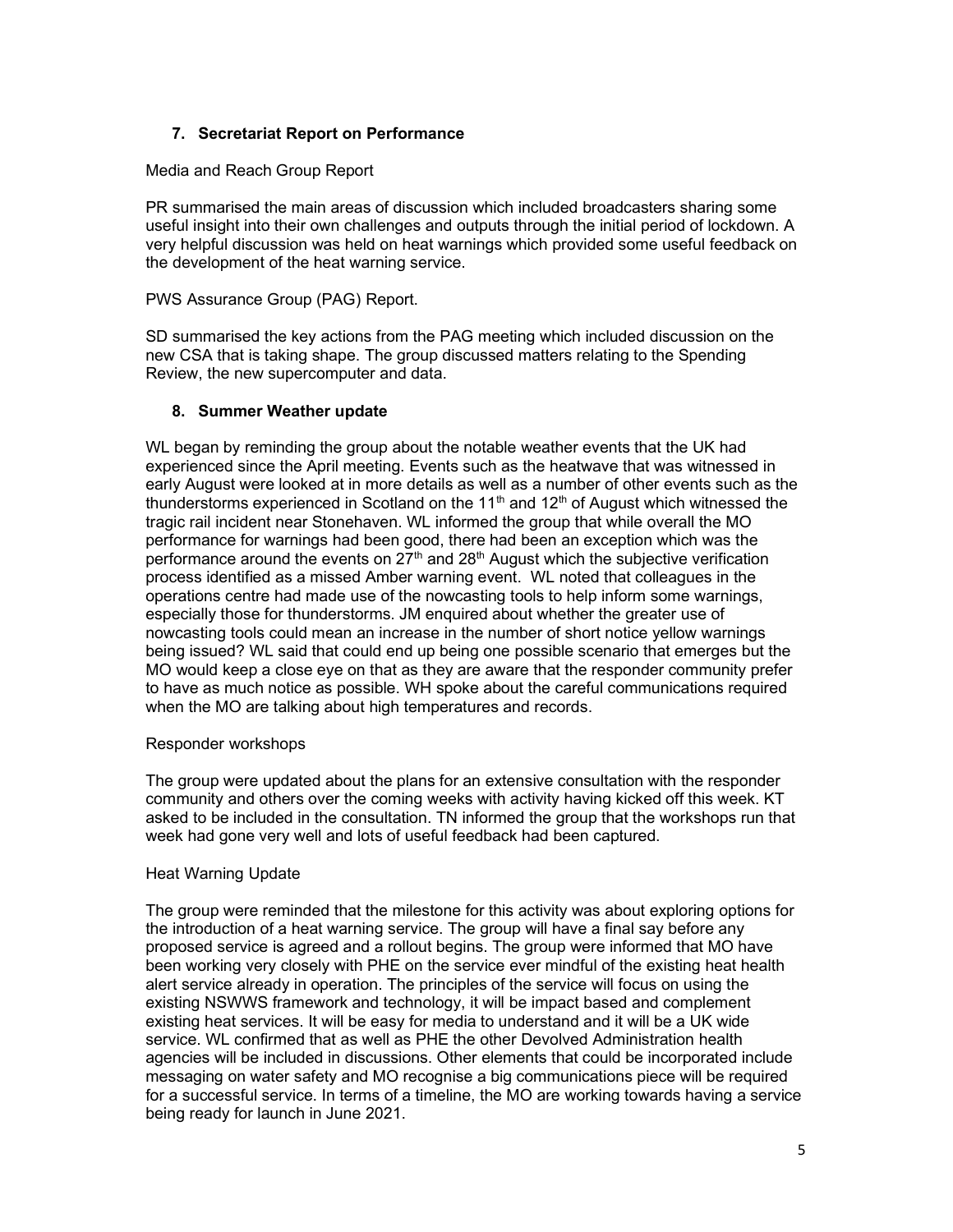## 7. Secretariat Report on Performance

Media and Reach Group Report

PR summarised the main areas of discussion which included broadcasters sharing some useful insight into their own challenges and outputs through the initial period of lockdown. A very helpful discussion was held on heat warnings which provided some useful feedback on the development of the heat warning service.

PWS Assurance Group (PAG) Report.

SD summarised the key actions from the PAG meeting which included discussion on the new CSA that is taking shape. The group discussed matters relating to the Spending Review, the new supercomputer and data.

## 8. Summer Weather update

WL began by reminding the group about the notable weather events that the UK had experienced since the April meeting. Events such as the heatwave that was witnessed in early August were looked at in more details as well as a number of other events such as the thunderstorms experienced in Scotland on the 11th and 12th of August which witnessed the tragic rail incident near Stonehaven. WL informed the group that while overall the MO performance for warnings had been good, there had been an exception which was the performance around the events on 27th and 28th August which the subjective verification process identified as a missed Amber warning event. WL noted that colleagues in the operations centre had made use of the nowcasting tools to help inform some warnings, especially those for thunderstorms. JM enquired about whether the greater use of nowcasting tools could mean an increase in the number of short notice yellow warnings being issued? WL said that could end up being one possible scenario that emerges but the MO would keep a close eye on that as they are aware that the responder community prefer to have as much notice as possible. WH spoke about the careful communications required when the MO are talking about high temperatures and records.

Responder workshops

The group were updated about the plans for an extensive consultation with the responder community and others over the coming weeks with activity having kicked off this week. KT asked to be included in the consultation. TN informed the group that the workshops run that week had gone very well and lots of useful feedback had been captured.

Heat Warning Update

The group were reminded that the milestone for this activity was about exploring options for the introduction of a heat warning service. The group will have a final say before any proposed service is agreed and a rollout begins. The group were informed that MO have been working very closely with PHE on the service ever mindful of the existing heat health alert service already in operation. The principles of the service will focus on using the existing NSWWS framework and technology, it will be impact based and complement existing heat services. It will be easy for media to understand and it will be a UK wide service. WL confirmed that as well as PHE the other Devolved Administration health agencies will be included in discussions. Other elements that could be incorporated include messaging on water safety and MO recognise a big communications piece will be required for a successful service. In terms of a timeline, the MO are working towards having a service being ready for launch in June 2021.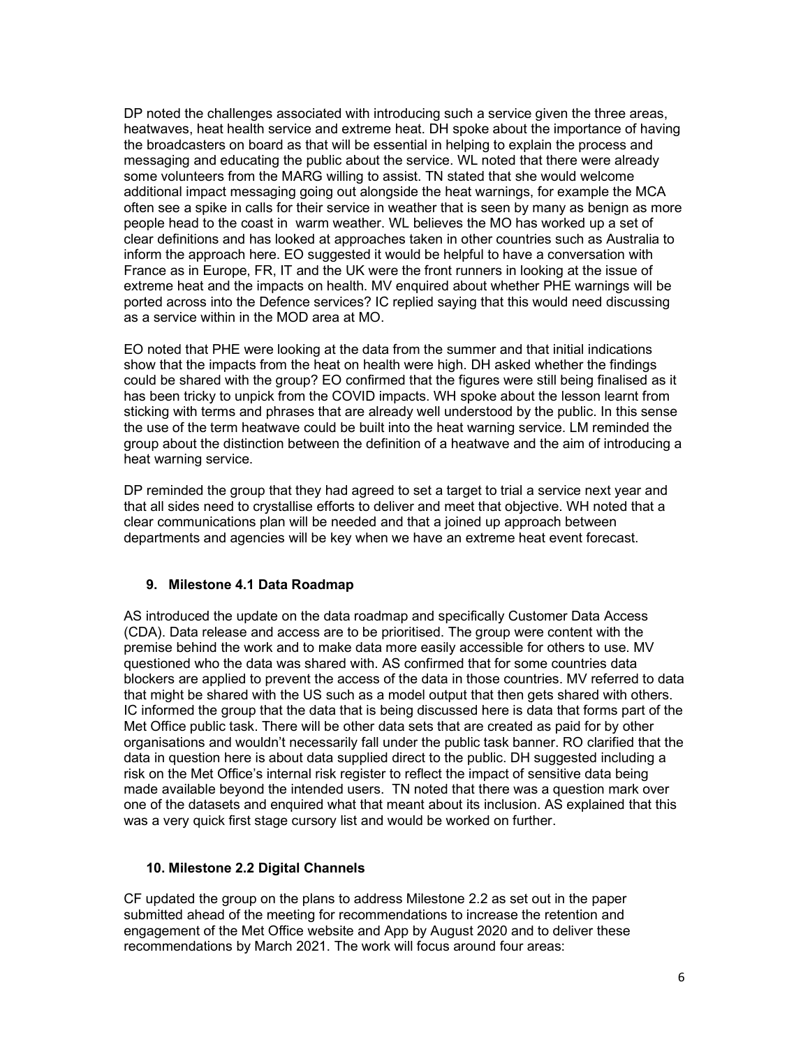DP noted the challenges associated with introducing such a service given the three areas, heatwaves, heat health service and extreme heat. DH spoke about the importance of having the broadcasters on board as that will be essential in helping to explain the process and messaging and educating the public about the service. WL noted that there were already some volunteers from the MARG willing to assist. TN stated that she would welcome additional impact messaging going out alongside the heat warnings, for example the MCA often see a spike in calls for their service in weather that is seen by many as benign as more people head to the coast in warm weather. WL believes the MO has worked up a set of clear definitions and has looked at approaches taken in other countries such as Australia to inform the approach here. EO suggested it would be helpful to have a conversation with France as in Europe, FR, IT and the UK were the front runners in looking at the issue of extreme heat and the impacts on health. MV enquired about whether PHE warnings will be ported across into the Defence services? IC replied saying that this would need discussing as a service within in the MOD area at MO.

EO noted that PHE were looking at the data from the summer and that initial indications show that the impacts from the heat on health were high. DH asked whether the findings could be shared with the group? EO confirmed that the figures were still being finalised as it has been tricky to unpick from the COVID impacts. WH spoke about the lesson learnt from sticking with terms and phrases that are already well understood by the public. In this sense the use of the term heatwave could be built into the heat warning service. LM reminded the group about the distinction between the definition of a heatwave and the aim of introducing a heat warning service.

DP reminded the group that they had agreed to set a target to trial a service next year and that all sides need to crystallise efforts to deliver and meet that objective. WH noted that a clear communications plan will be needed and that a joined up approach between departments and agencies will be key when we have an extreme heat event forecast.

## 9. Milestone 4.1 Data Roadmap

AS introduced the update on the data roadmap and specifically Customer Data Access (CDA). Data release and access are to be prioritised. The group were content with the premise behind the work and to make data more easily accessible for others to use. MV questioned who the data was shared with. AS confirmed that for some countries data blockers are applied to prevent the access of the data in those countries. MV referred to data that might be shared with the US such as a model output that then gets shared with others. IC informed the group that the data that is being discussed here is data that forms part of the Met Office public task. There will be other data sets that are created as paid for by other organisations and wouldn't necessarily fall under the public task banner. RO clarified that the data in question here is about data supplied direct to the public. DH suggested including a risk on the Met Office's internal risk register to reflect the impact of sensitive data being made available beyond the intended users. TN noted that there was a question mark over one of the datasets and enquired what that meant about its inclusion. AS explained that this was a very quick first stage cursory list and would be worked on further.

## 10. Milestone 2.2 Digital Channels

CF updated the group on the plans to address Milestone 2.2 as set out in the paper submitted ahead of the meeting for recommendations to increase the retention and engagement of the Met Office website and App by August 2020 and to deliver these recommendations by March 2021. The work will focus around four areas: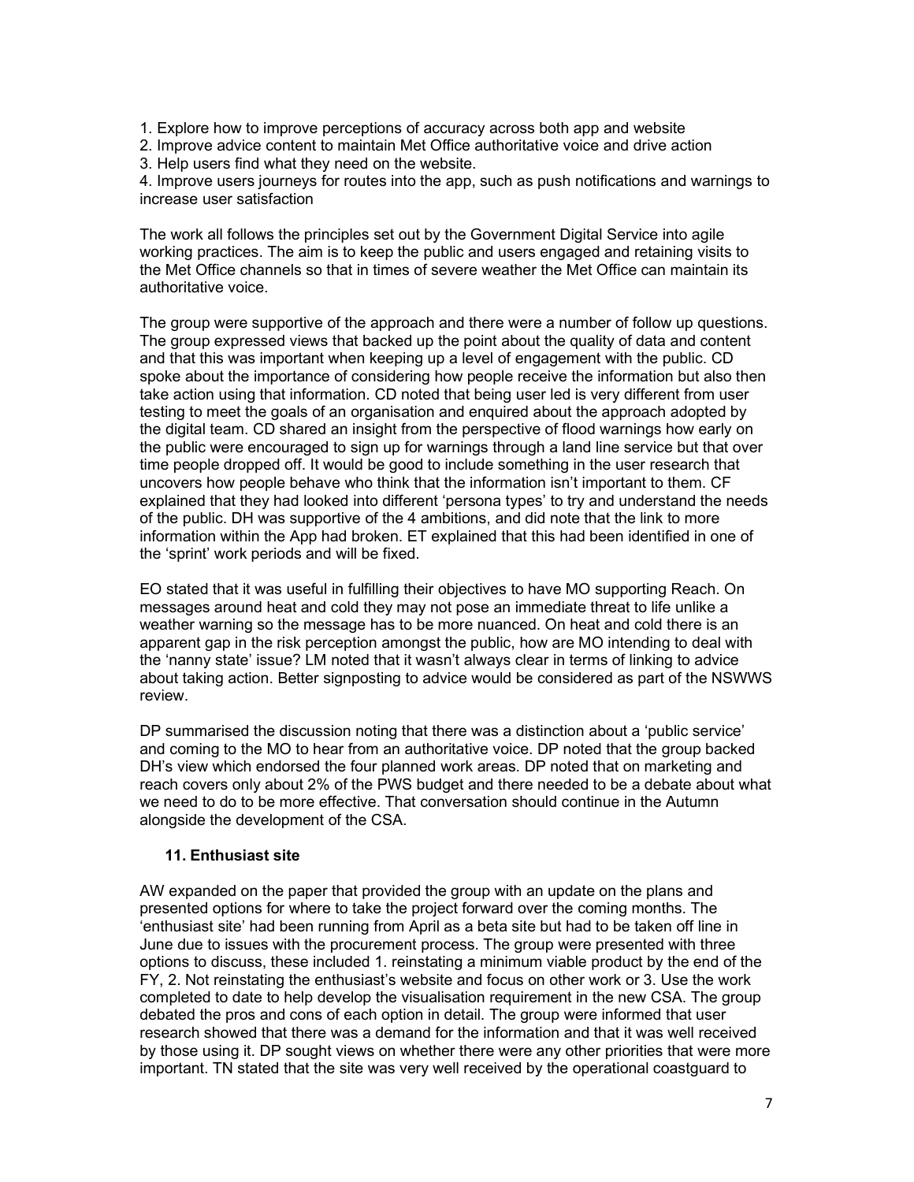1. Explore how to improve perceptions of accuracy across both app and website
2. Improve advice content to maintain Met Office authoritative voice and drive action
3. Help users find what they need on the website.
4. Improve users journeys for routes into the app, such as push notifications and warnings to increase user satisfaction

The work all follows the principles set out by the Government Digital Service into agile working practices. The aim is to keep the public and users engaged and retaining visits to the Met Office channels so that in times of severe weather the Met Office can maintain its authoritative voice.

The group were supportive of the approach and there were a number of follow up questions. The group expressed views that backed up the point about the quality of data and content and that this was important when keeping up a level of engagement with the public. CD spoke about the importance of considering how people receive the information but also then take action using that information. CD noted that being user led is very different from user testing to meet the goals of an organisation and enquired about the approach adopted by the digital team. CD shared an insight from the perspective of flood warnings how early on the public were encouraged to sign up for warnings through a land line service but that over time people dropped off. It would be good to include something in the user research that uncovers how people behave who think that the information isn't important to them. CF explained that they had looked into different 'persona types' to try and understand the needs of the public. DH was supportive of the 4 ambitions, and did note that the link to more information within the App had broken. ET explained that this had been identified in one of the 'sprint' work periods and will be fixed.

EO stated that it was useful in fulfilling their objectives to have MO supporting Reach. On messages around heat and cold they may not pose an immediate threat to life unlike a weather warning so the message has to be more nuanced. On heat and cold there is an apparent gap in the risk perception amongst the public, how are MO intending to deal with the 'nanny state' issue? LM noted that it wasn't always clear in terms of linking to advice about taking action. Better signposting to advice would be considered as part of the NSWWS review.

DP summarised the discussion noting that there was a distinction about a 'public service' and coming to the MO to hear from an authoritative voice. DP noted that the group backed DH's view which endorsed the four planned work areas. DP noted that on marketing and reach covers only about 2% of the PWS budget and there needed to be a debate about what we need to do to be more effective. That conversation should continue in the Autumn alongside the development of the CSA.

### 11. Enthusiast site

AW expanded on the paper that provided the group with an update on the plans and presented options for where to take the project forward over the coming months. The 'enthusiast site' had been running from April as a beta site but had to be taken off line in June due to issues with the procurement process. The group were presented with three options to discuss, these included 1. reinstating a minimum viable product by the end of the FY, 2. Not reinstating the enthusiast's website and focus on other work or 3. Use the work completed to date to help develop the visualisation requirement in the new CSA. The group debated the pros and cons of each option in detail. The group were informed that user research showed that there was a demand for the information and that it was well received by those using it. DP sought views on whether there were any other priorities that were more important. TN stated that the site was very well received by the operational coastguard to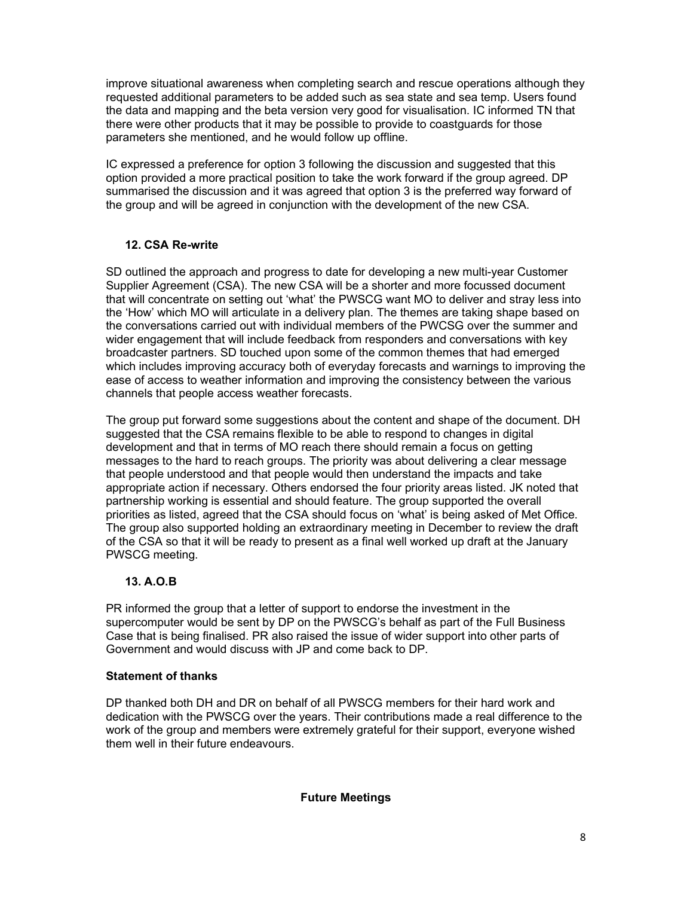improve situational awareness when completing search and rescue operations although they requested additional parameters to be added such as sea state and sea temp. Users found the data and mapping and the beta version very good for visualisation. IC informed TN that there were other products that it may be possible to provide to coastguards for those parameters she mentioned, and he would follow up offline.

IC expressed a preference for option 3 following the discussion and suggested that this option provided a more practical position to take the work forward if the group agreed. DP summarised the discussion and it was agreed that option 3 is the preferred way forward of the group and will be agreed in conjunction with the development of the new CSA.

### 12. CSA Re-write

SD outlined the approach and progress to date for developing a new multi-year Customer Supplier Agreement (CSA). The new CSA will be a shorter and more focussed document that will concentrate on setting out 'what' the PWSCG want MO to deliver and stray less into the 'How' which MO will articulate in a delivery plan. The themes are taking shape based on the conversations carried out with individual members of the PWCSG over the summer and wider engagement that will include feedback from responders and conversations with key broadcaster partners. SD touched upon some of the common themes that had emerged which includes improving accuracy both of everyday forecasts and warnings to improving the ease of access to weather information and improving the consistency between the various channels that people access weather forecasts.

The group put forward some suggestions about the content and shape of the document. DH suggested that the CSA remains flexible to be able to respond to changes in digital development and that in terms of MO reach there should remain a focus on getting messages to the hard to reach groups. The priority was about delivering a clear message that people understood and that people would then understand the impacts and take appropriate action if necessary. Others endorsed the four priority areas listed. JK noted that partnership working is essential and should feature. The group supported the overall priorities as listed, agreed that the CSA should focus on 'what' is being asked of Met Office. The group also supported holding an extraordinary meeting in December to review the draft of the CSA so that it will be ready to present as a final well worked up draft at the January PWSCG meeting.

### 13. A.O.B

PR informed the group that a letter of support to endorse the investment in the supercomputer would be sent by DP on the PWSCG's behalf as part of the Full Business Case that is being finalised. PR also raised the issue of wider support into other parts of Government and would discuss with JP and come back to DP.

**Statement of thanks**

DP thanked both DH and DR on behalf of all PWSCG members for their hard work and dedication with the PWSCG over the years. Their contributions made a real difference to the work of the group and members were extremely grateful for their support, everyone wished them well in their future endeavours.

**Future Meetings**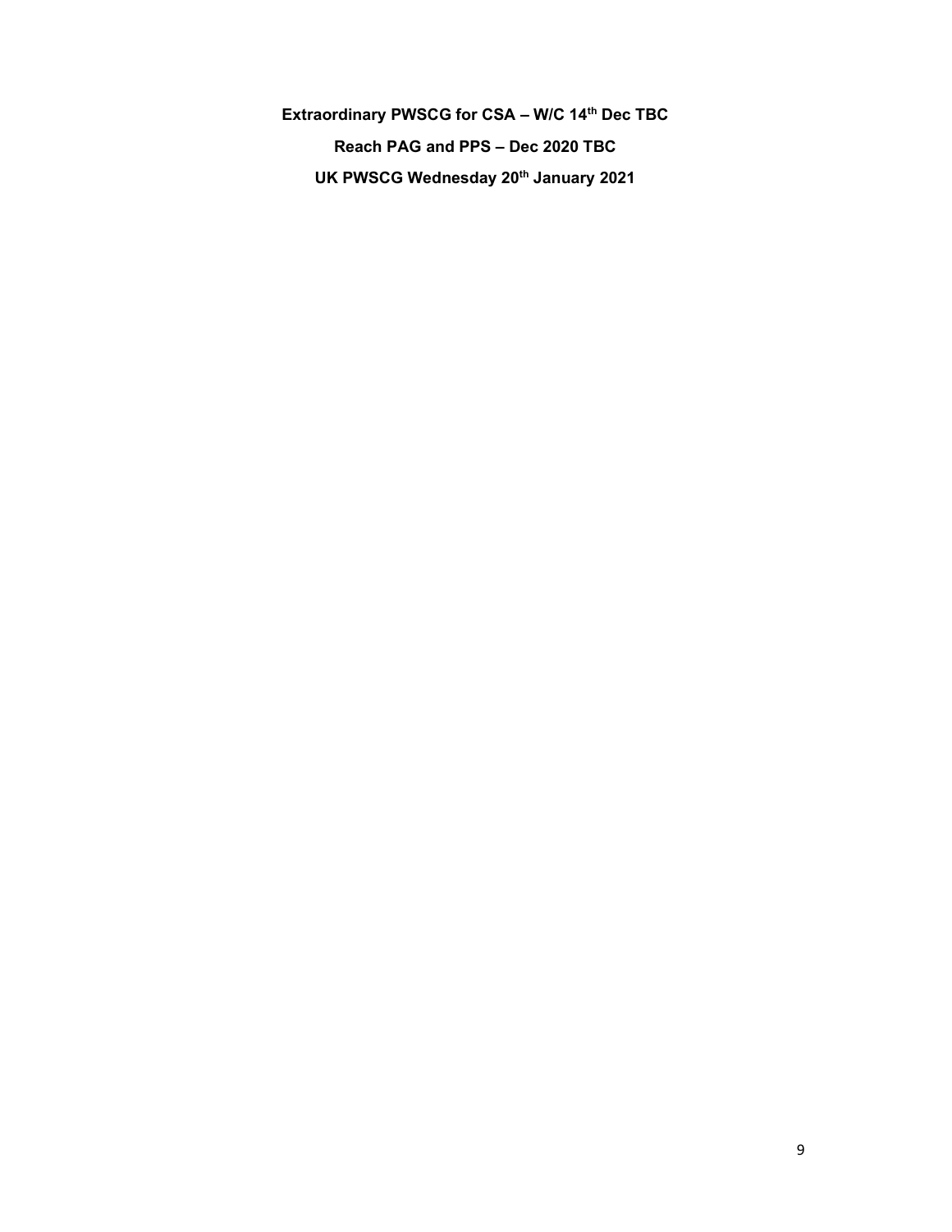**Extraordinary PWSCG for CSA – W/C 14th Dec TBC**

**Reach PAG and PPS – Dec 2020 TBC**

**UK PWSCG Wednesday 20th January 2021**